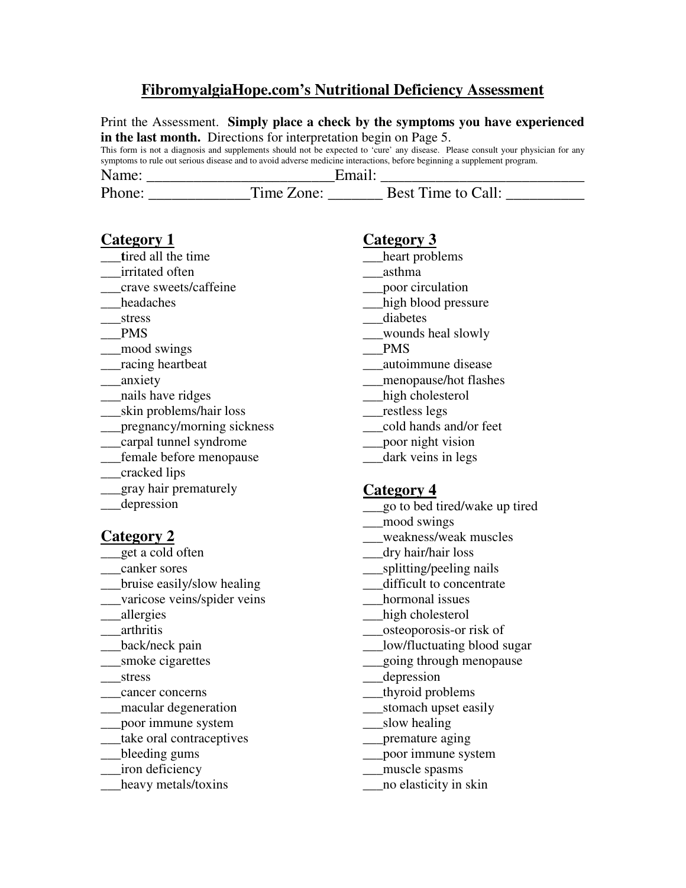# FibromyalgiaHope.com's Nutritional Deficiency Assessment

Print the Assessment. **Simply place a check by the symptoms you have experienced in the last month.** Directions for interpretation begin on Page 5.

This form is not a diagnosis and supplements should not be expected to 'cure' any disease. Please consult your physician for any symptoms to rule out serious disease and to avoid adverse medicine interactions, before beginning a supplement program.

Name: ________________________Email: __________________________

Phone: _____________Time Zone: _______ Best Time to Call: __________

## Category 1

___**t**ired all the time
___irritated often
___crave sweets/caffeine
___headaches
___stress
___PMS
___mood swings
___racing heartbeat
___anxiety
___nails have ridges
___skin problems/hair loss
___pregnancy/morning sickness
___carpal tunnel syndrome
___female before menopause
___cracked lips
___gray hair prematurely
___depression

## Category 2

___get a cold often
___canker sores
___bruise easily/slow healing
___varicose veins/spider veins
___allergies
___arthritis
___back/neck pain
___smoke cigarettes
___stress
___cancer concerns
___macular degeneration
___poor immune system
___take oral contraceptives
___bleeding gums
___iron deficiency
___heavy metals/toxins

## Category 3

___heart problems
___asthma
___poor circulation
___high blood pressure
___diabetes
___wounds heal slowly
___PMS
___autoimmune disease
___menopause/hot flashes
___high cholesterol
___restless legs
___cold hands and/or feet
___poor night vision
___dark veins in legs

## Category 4

___go to bed tired/wake up tired
___mood swings
___weakness/weak muscles
___dry hair/hair loss
___splitting/peeling nails
___difficult to concentrate
___hormonal issues
___high cholesterol
___osteoporosis-or risk of
___low/fluctuating blood sugar
___going through menopause
___depression
___thyroid problems
___stomach upset easily
___slow healing
___premature aging
___poor immune system
___muscle spasms
___no elasticity in skin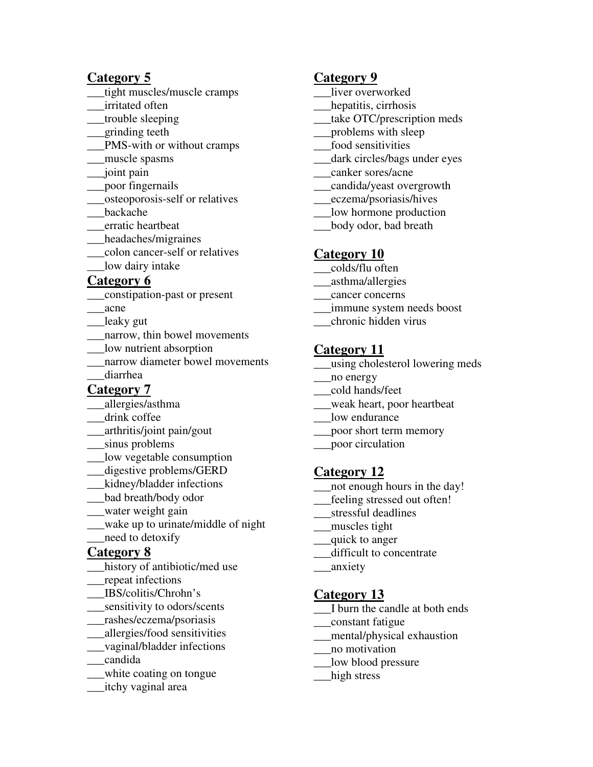## Category 5

___tight muscles/muscle cramps
___irritated often
___trouble sleeping
___grinding teeth
___PMS-with or without cramps
___muscle spasms
___joint pain
___poor fingernails
___osteoporosis-self or relatives
___backache
___erratic heartbeat
___headaches/migraines
___colon cancer-self or relatives
___low dairy intake

## Category 6

___constipation-past or present
___acne
___leaky gut
___narrow, thin bowel movements
___low nutrient absorption
___narrow diameter bowel movements
___diarrhea

## Category 7

___allergies/asthma
___drink coffee
___arthritis/joint pain/gout
___sinus problems
___low vegetable consumption
___digestive problems/GERD
___kidney/bladder infections
___bad breath/body odor
___water weight gain
___wake up to urinate/middle of night
___need to detoxify

## Category 8

___history of antibiotic/med use
___repeat infections
___IBS/colitis/Chrohn's
___sensitivity to odors/scents
___rashes/eczema/psoriasis
___allergies/food sensitivities
___vaginal/bladder infections
___candida
___white coating on tongue
___itchy vaginal area

## Category 9

___liver overworked
___hepatitis, cirrhosis
___take OTC/prescription meds
___problems with sleep
___food sensitivities
___dark circles/bags under eyes
___canker sores/acne
___candida/yeast overgrowth
___eczema/psoriasis/hives
___low hormone production
___body odor, bad breath

## Category 10

___colds/flu often
___asthma/allergies
___cancer concerns
___immune system needs boost
___chronic hidden virus

## Category 11

___using cholesterol lowering meds
___no energy
___cold hands/feet
___weak heart, poor heartbeat
___low endurance
___poor short term memory
___poor circulation

## Category 12

___not enough hours in the day!
___feeling stressed out often!
___stressful deadlines
___muscles tight
___quick to anger
___difficult to concentrate
___anxiety

## Category 13

___I burn the candle at both ends
___constant fatigue
___mental/physical exhaustion
___no motivation
___low blood pressure
___high stress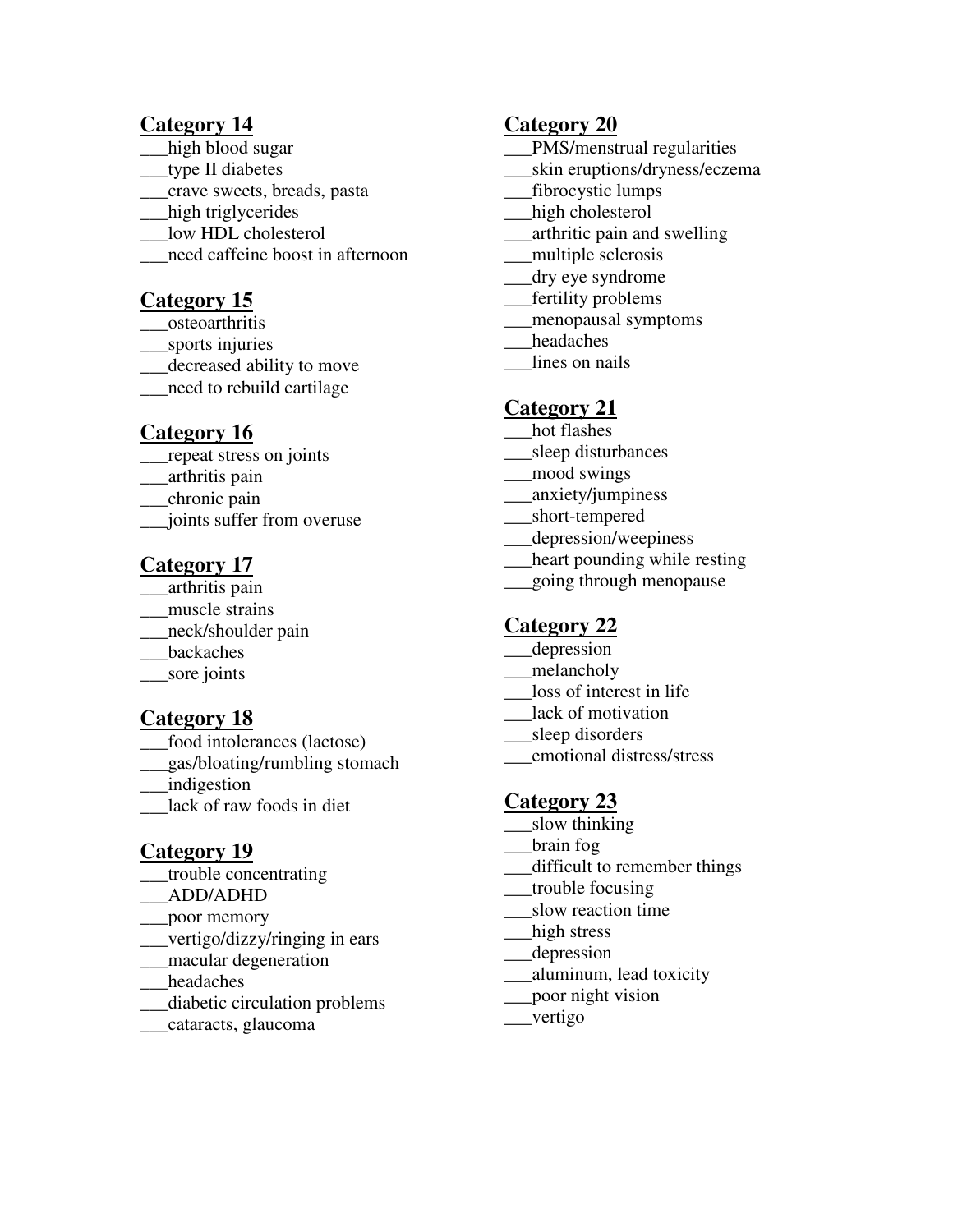## Category 14

___high blood sugar
___type II diabetes
___crave sweets, breads, pasta
___high triglycerides
___low HDL cholesterol
___need caffeine boost in afternoon

## Category 15

___osteoarthritis
___sports injuries
___decreased ability to move
___need to rebuild cartilage

## Category 16

___repeat stress on joints
___arthritis pain
___chronic pain
___joints suffer from overuse

## Category 17

___arthritis pain
___muscle strains
___neck/shoulder pain
___backaches
___sore joints

## Category 18

___food intolerances (lactose)
___gas/bloating/rumbling stomach
___indigestion
___lack of raw foods in diet

## Category 19

___trouble concentrating
___ADD/ADHD
___poor memory
___vertigo/dizzy/ringing in ears
___macular degeneration
___headaches
___diabetic circulation problems
___cataracts, glaucoma

## Category 20

___PMS/menstrual regularities
___skin eruptions/dryness/eczema
___fibrocystic lumps
___high cholesterol
___arthritic pain and swelling
___multiple sclerosis
___dry eye syndrome
___fertility problems
___menopausal symptoms
___headaches
___lines on nails

## Category 21

___hot flashes
___sleep disturbances
___mood swings
___anxiety/jumpiness
___short-tempered
___depression/weepiness
___heart pounding while resting
___going through menopause

## Category 22

___depression
___melancholy
___loss of interest in life
___lack of motivation
___sleep disorders
___emotional distress/stress

## Category 23

___slow thinking
___brain fog
___difficult to remember things
___trouble focusing
___slow reaction time
___high stress
___depression
___aluminum, lead toxicity
___poor night vision
___vertigo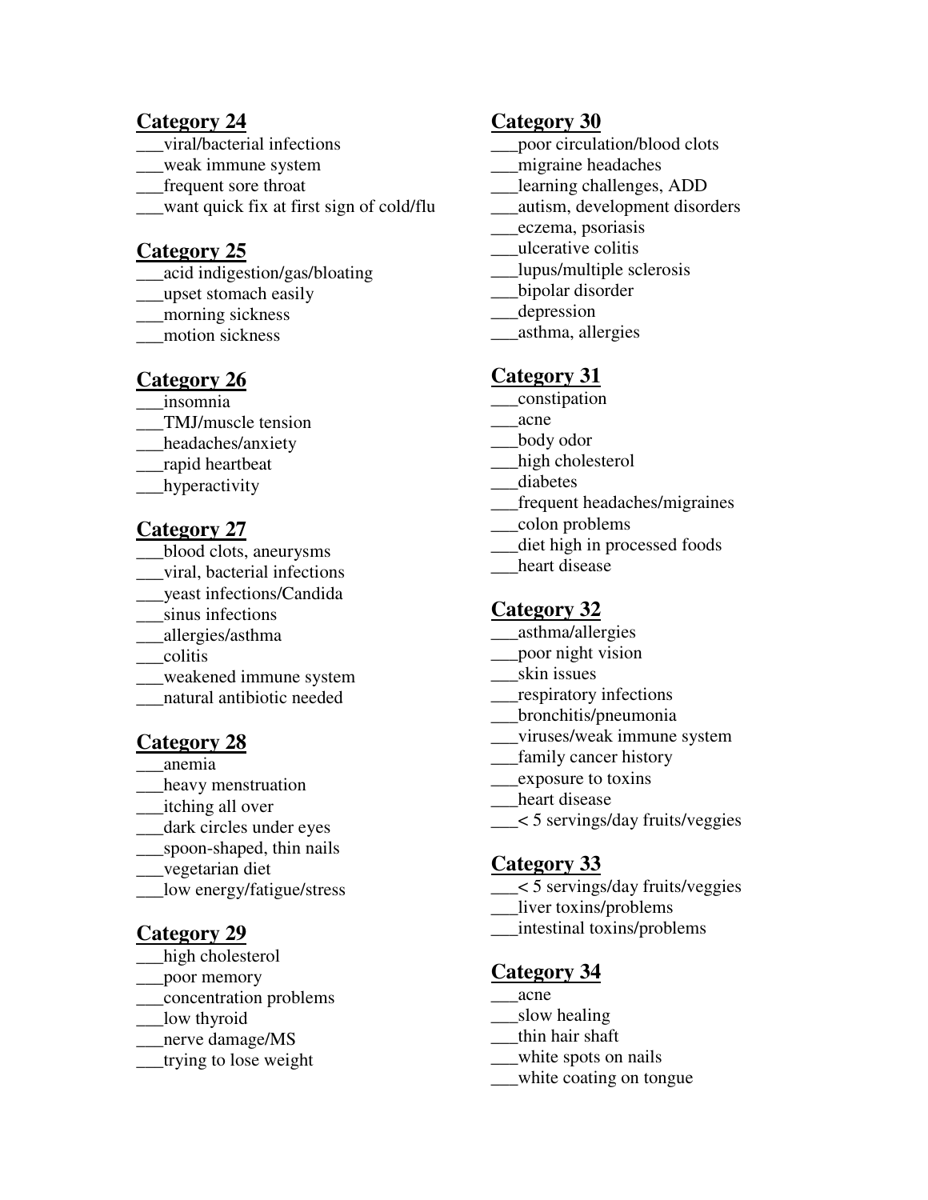**Category 24**

___viral/bacterial infections
___weak immune system
___frequent sore throat
___want quick fix at first sign of cold/flu

**Category 25**

___acid indigestion/gas/bloating
___upset stomach easily
___morning sickness
___motion sickness

**Category 26**

___insomnia
___TMJ/muscle tension
___headaches/anxiety
___rapid heartbeat
___hyperactivity

**Category 27**

___blood clots, aneurysms
___viral, bacterial infections
___yeast infections/Candida
___sinus infections
___allergies/asthma
___colitis
___weakened immune system
___natural antibiotic needed

**Category 28**

___anemia
___heavy menstruation
___itching all over
___dark circles under eyes
___spoon-shaped, thin nails
___vegetarian diet
___low energy/fatigue/stress

**Category 29**

___high cholesterol
___poor memory
___concentration problems
___low thyroid
___nerve damage/MS
___trying to lose weight

**Category 30**

___poor circulation/blood clots
___migraine headaches
___learning challenges, ADD
___autism, development disorders
___eczema, psoriasis
___ulcerative colitis
___lupus/multiple sclerosis
___bipolar disorder
___depression
___asthma, allergies

**Category 31**

___constipation
___acne
___body odor
___high cholesterol
___diabetes
___frequent headaches/migraines
___colon problems
___diet high in processed foods
___heart disease

**Category 32**

___asthma/allergies
___poor night vision
___skin issues
___respiratory infections
___bronchitis/pneumonia
___viruses/weak immune system
___family cancer history
___exposure to toxins
___heart disease
___< 5 servings/day fruits/veggies

**Category 33**

___< 5 servings/day fruits/veggies
___liver toxins/problems
___intestinal toxins/problems

**Category 34**

___acne
___slow healing
___thin hair shaft
___white spots on nails
___white coating on tongue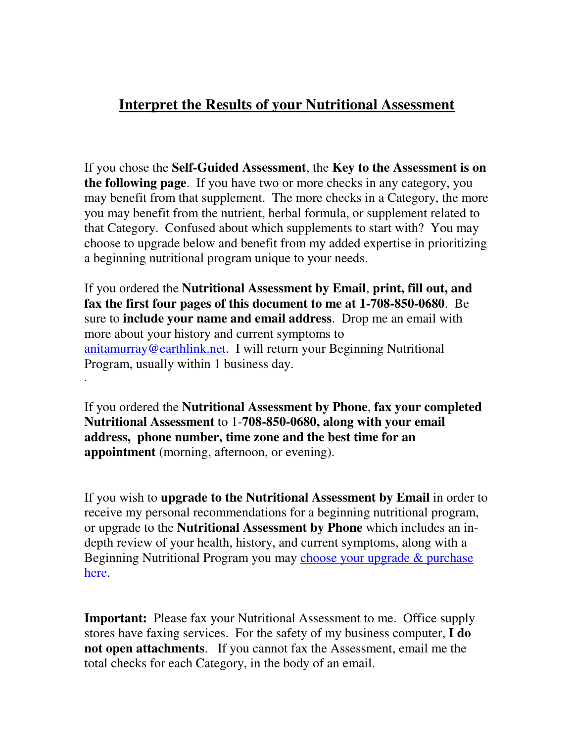# Interpret the Results of your Nutritional Assessment

If you chose the **Self-Guided Assessment**, the **Key to the Assessment is on the following page**. If you have two or more checks in any category, you may benefit from that supplement. The more checks in a Category, the more you may benefit from the nutrient, herbal formula, or supplement related to that Category. Confused about which supplements to start with? You may choose to upgrade below and benefit from my added expertise in prioritizing a beginning nutritional program unique to your needs.

If you ordered the **Nutritional Assessment by Email**, **print, fill out, and fax the first four pages of this document to me at 1-708-850-0680**. Be sure to **include your name and email address**. Drop me an email with more about your history and current symptoms to [anitamurray@earthlink.net](mailto:anitamurray@earthlink.net). I will return your Beginning Nutritional Program, usually within 1 business day.

.

If you ordered the **Nutritional Assessment by Phone**, **fax your completed Nutritional Assessment** to 1-**708-850-0680, along with your email address, phone number, time zone and the best time for an appointment** (morning, afternoon, or evening).

If you wish to **upgrade to the Nutritional Assessment by Email** in order to receive my personal recommendations for a beginning nutritional program, or upgrade to the **Nutritional Assessment by Phone** which includes an in-depth review of your health, history, and current symptoms, along with a Beginning Nutritional Program you may choose your upgrade & purchase here.

**Important:** Please fax your Nutritional Assessment to me. Office supply stores have faxing services. For the safety of my business computer, **I do not open attachments**. If you cannot fax the Assessment, email me the total checks for each Category, in the body of an email.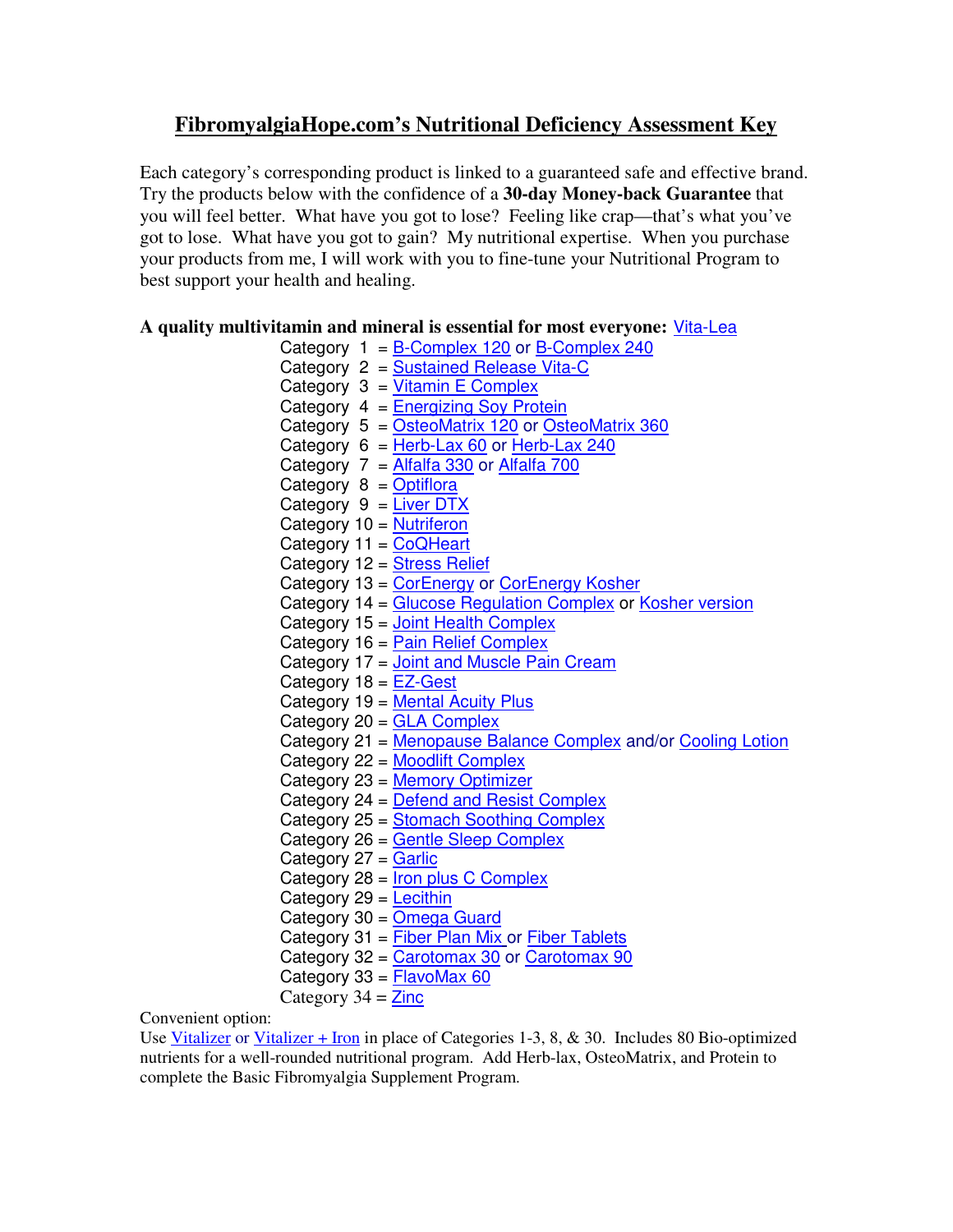# FibromyalgiaHope.com's Nutritional Deficiency Assessment Key

Each category's corresponding product is linked to a guaranteed safe and effective brand. Try the products below with the confidence of a **30-day Money-back Guarantee** that you will feel better. What have you got to lose? Feeling like crap—that's what you've got to lose. What have you got to gain? My nutritional expertise. When you purchase your products from me, I will work with you to fine-tune your Nutritional Program to best support your health and healing.

**A quality multivitamin and mineral is essential for most everyone:** Vita-Lea

Category 1 = B-Complex 120 or B-Complex 240
Category 2 = Sustained Release Vita-C
Category 3 = Vitamin E Complex
Category 4 = Energizing Soy Protein
Category 5 = OsteoMatrix 120 or OsteoMatrix 360
Category 6 = Herb-Lax 60 or Herb-Lax 240
Category 7 = Alfalfa 330 or Alfalfa 700
Category 8 = Optiflora
Category 9 = Liver DTX
Category 10 = Nutriferon
Category 11 = CoQHeart
Category 12 = Stress Relief
Category 13 = CorEnergy or CorEnergy Kosher
Category 14 = Glucose Regulation Complex or Kosher version
Category 15 = Joint Health Complex
Category 16 = Pain Relief Complex
Category 17 = Joint and Muscle Pain Cream
Category 18 = EZ-Gest
Category 19 = Mental Acuity Plus
Category 20 = GLA Complex
Category 21 = Menopause Balance Complex and/or Cooling Lotion
Category 22 = Moodlift Complex
Category 23 = Memory Optimizer
Category 24 = Defend and Resist Complex
Category 25 = Stomach Soothing Complex
Category 26 = Gentle Sleep Complex
Category 27 = Garlic
Category 28 = Iron plus C Complex
Category 29 = Lecithin
Category 30 = Omega Guard
Category 31 = Fiber Plan Mix or Fiber Tablets
Category 32 = Carotomax 30 or Carotomax 90
Category 33 = FlavoMax 60
Category 34 = Zinc

Convenient option:
Use Vitalizer or Vitalizer + Iron in place of Categories 1-3, 8, & 30. Includes 80 Bio-optimized nutrients for a well-rounded nutritional program. Add Herb-lax, OsteoMatrix, and Protein to complete the Basic Fibromyalgia Supplement Program.